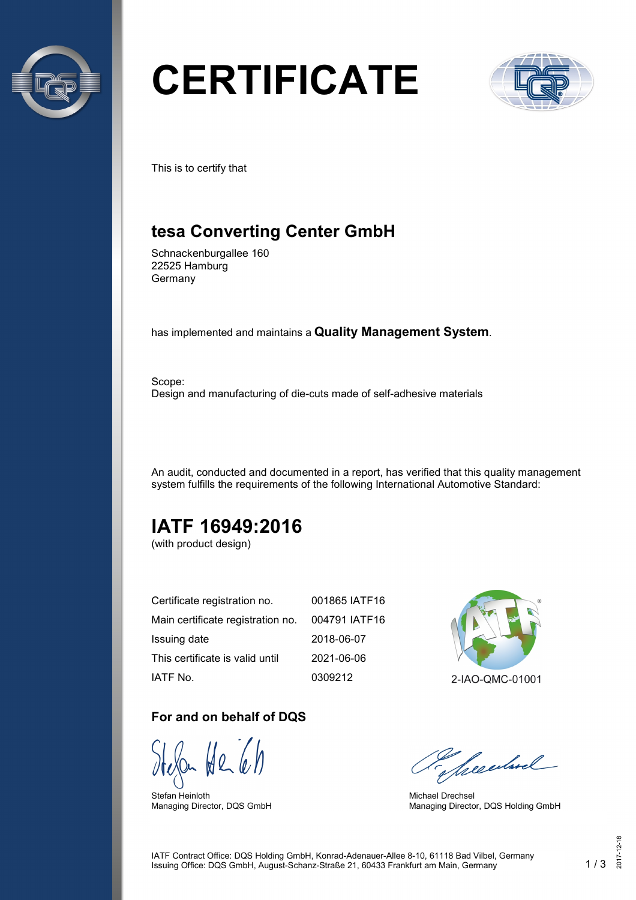# CERTIFICATE

This is to certify that

## tesa Converting Center GmbH

Schnackenburgallee 160
22525 Hamburg
Germany

has implemented and maintains a **Quality Management System**.

Scope:
Design and manufacturing of die-cuts made of self-adhesive materials

An audit, conducted and documented in a report, has verified that this quality management system fulfills the requirements of the following International Automotive Standard:

## IATF 16949:2016

(with product design)

| | |
|---|---|
| Certificate registration no. | 001865 IATF16 |
| Main certificate registration no. | 004791 IATF16 |
| Issuing date | 2018-06-07 |
| This certificate is valid until | 2021-06-06 |
| IATF No. | 0309212 |

2-IAO-QMC-01001

### For and on behalf of DQS

Stefan Heinloth
Managing Director, DQS GmbH

Michael Drechsel
Managing Director, DQS Holding GmbH

IATF Contract Office: DQS Holding GmbH, Konrad-Adenauer-Allee 8-10, 61118 Bad Vilbel, Germany
Issuing Office: DQS GmbH, August-Schanz-Straße 21, 60433 Frankfurt am Main, Germany

2017-12-18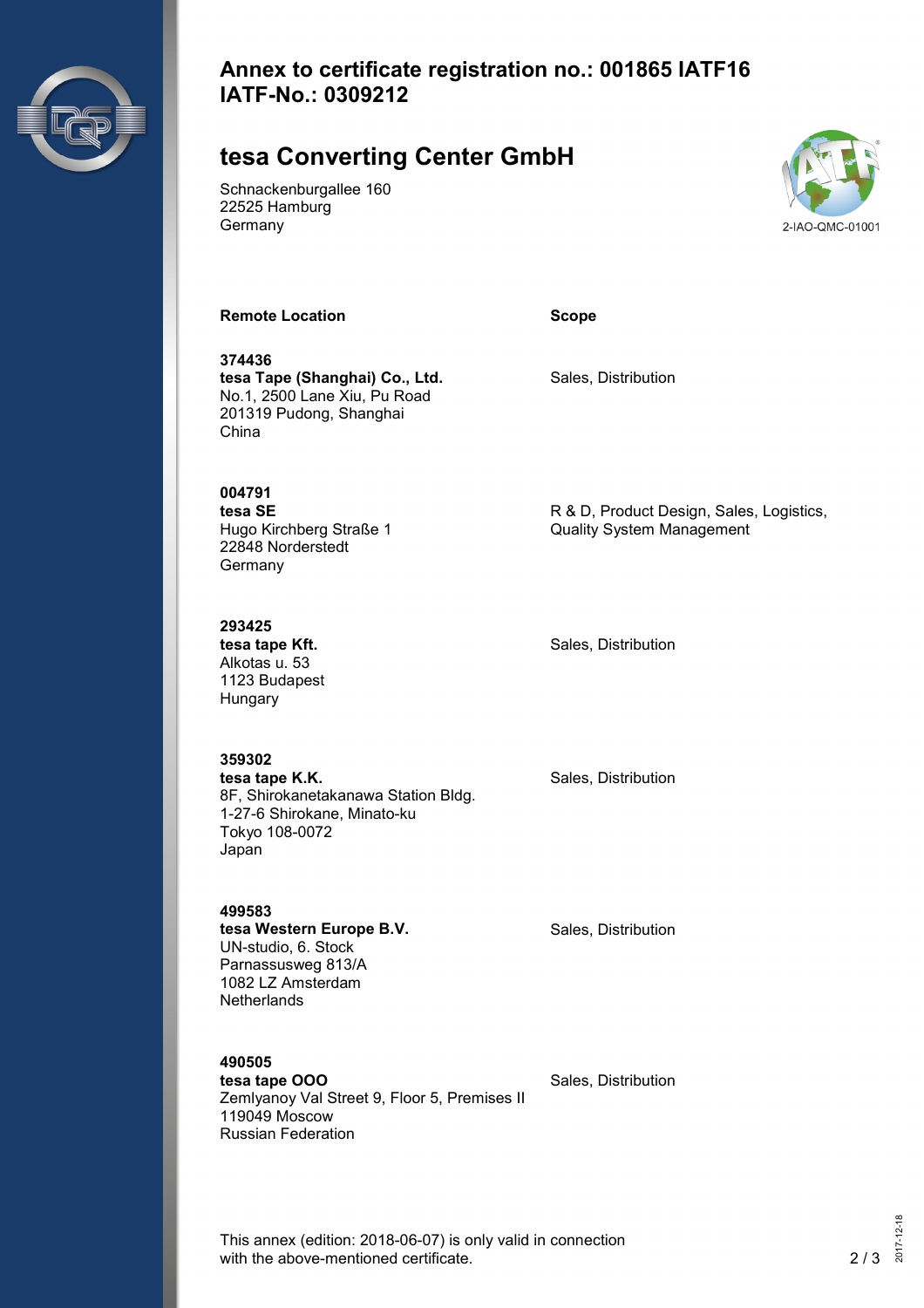# Annex to certificate registration no.: 001865 IATF16
# IATF-No.: 0309212

## tesa Converting Center GmbH

Schnackenburgallee 160
22525 Hamburg
Germany

2-IAO-QMC-01001

| Remote Location | Scope |
|---|---|
| **374436**<br>**tesa Tape (Shanghai) Co., Ltd.**<br>No.1, 2500 Lane Xiu, Pu Road<br>201319 Pudong, Shanghai<br>China | Sales, Distribution |
| **004791**<br>**tesa SE**<br>Hugo Kirchberg Straße 1<br>22848 Norderstedt<br>Germany | R & D, Product Design, Sales, Logistics, Quality System Management |
| **293425**<br>**tesa tape Kft.**<br>Alkotas u. 53<br>1123 Budapest<br>Hungary | Sales, Distribution |
| **359302**<br>**tesa tape K.K.**<br>8F, Shirokanetakanawa Station Bldg.<br>1-27-6 Shirokane, Minato-ku<br>Tokyo 108-0072<br>Japan | Sales, Distribution |
| **499583**<br>**tesa Western Europe B.V.**<br>UN-studio, 6. Stock<br>Parnassusweg 813/A<br>1082 LZ Amsterdam<br>Netherlands | Sales, Distribution |
| **490505**<br>**tesa tape OOO**<br>Zemlyanoy Val Street 9, Floor 5, Premises II<br>119049 Moscow<br>Russian Federation | Sales, Distribution |

This annex (edition: 2018-06-07) is only valid in connection with the above-mentioned certificate.

2017-12-18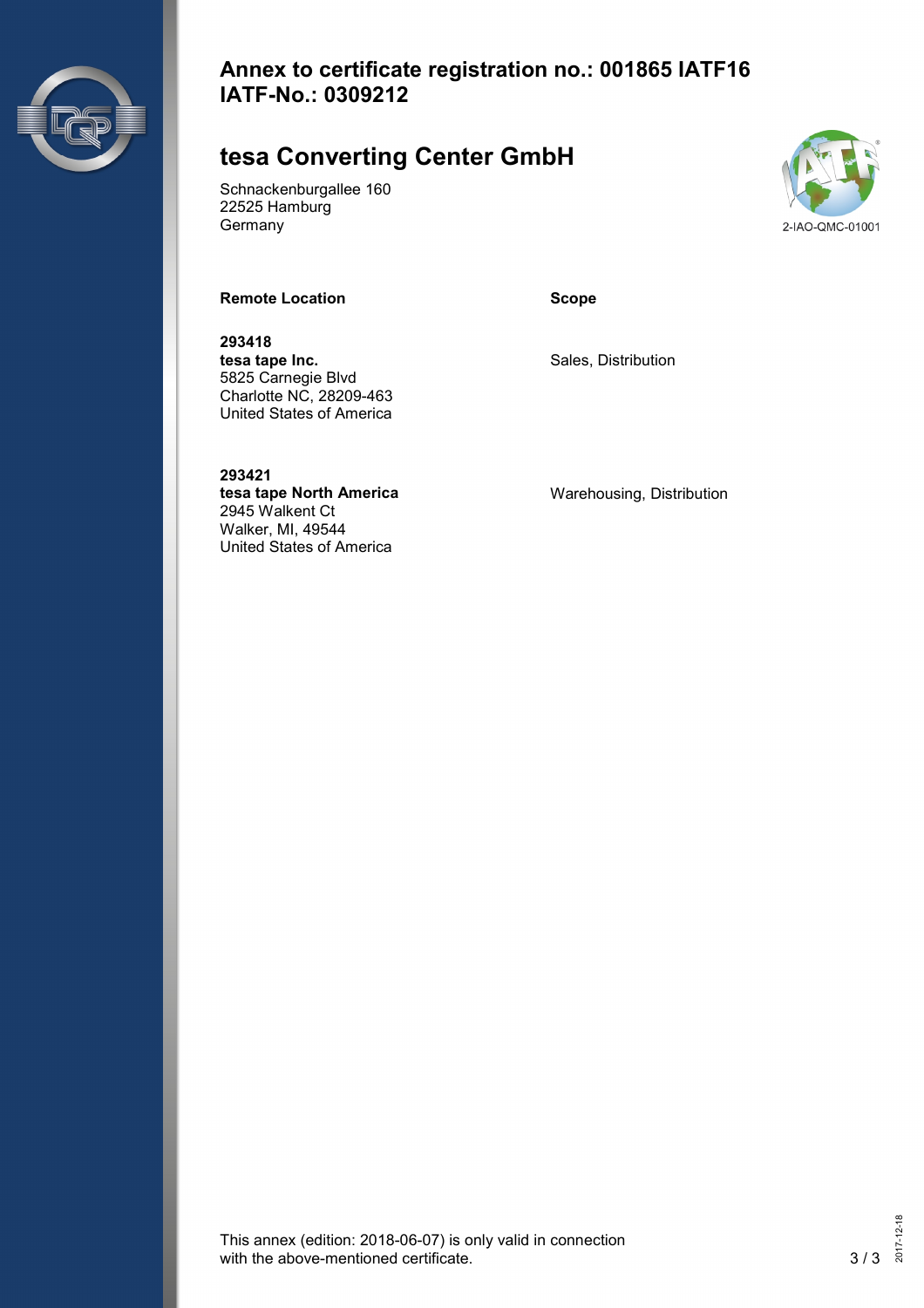## Annex to certificate registration no.: 001865 IATF16
## IATF-No.: 0309212

# tesa Converting Center GmbH

Schnackenburgallee 160
22525 Hamburg
Germany

2-IAO-QMC-01001

| Remote Location | Scope |
|---|---|
| **293418**<br>**tesa tape Inc.**<br>5825 Carnegie Blvd<br>Charlotte NC, 28209-463<br>United States of America | Sales, Distribution |
| **293421**<br>**tesa tape North America**<br>2945 Walkent Ct<br>Walker, MI, 49544<br>United States of America | Warehousing, Distribution |

This annex (edition: 2018-06-07) is only valid in connection with the above-mentioned certificate.

2017-12-18